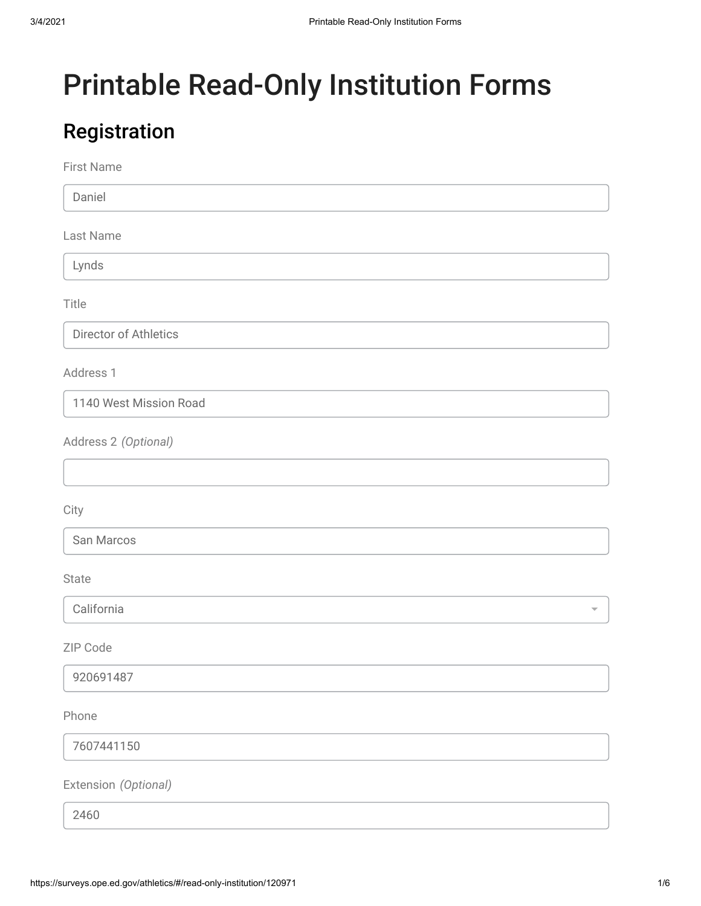# Printable Read-Only Institution Forms

## Registration

First Name

Daniel

Last Name

Lynds

Title

Director of Athletics

Address 1

1140 West Mission Road

Address 2 *(Optional)*

City

San Marcos

State

California

ZIP Code

920691487

Phone

7607441150

Extension *(Optional)*

2460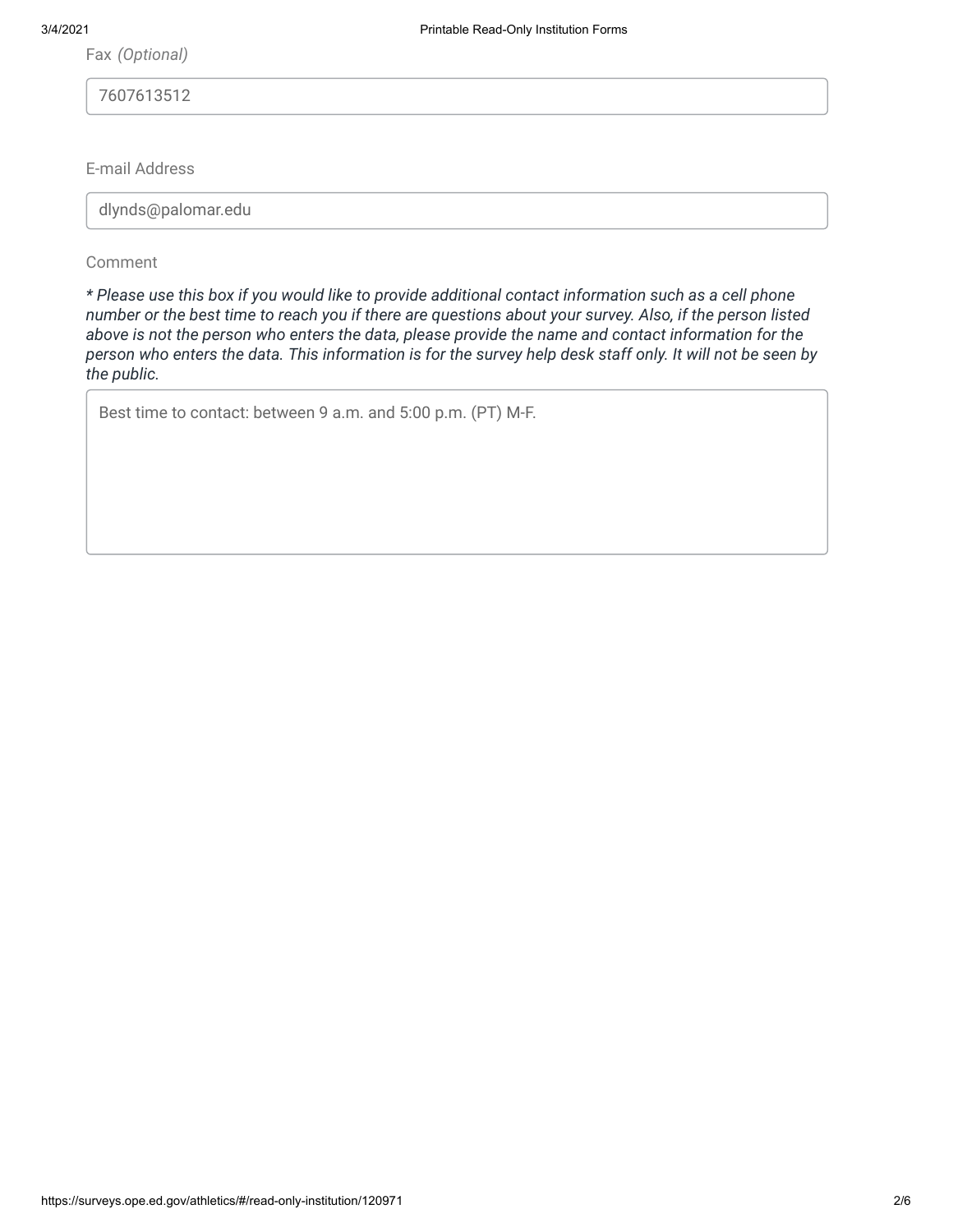Fax *(Optional)*

7607613512

E-mail Address

dlynds@palomar.edu

Comment

**_* Please use this box if you would like to provide additional contact information such as a cell phone number or the best time to reach you if there are questions about your survey. Also, if the person listed above is not the person who enters the data, please provide the name and contact information for the person who enters the data. This information is for the survey help desk staff only. It will not be seen by the public._**

Best time to contact: between 9 a.m. and 5:00 p.m. (PT) M-F.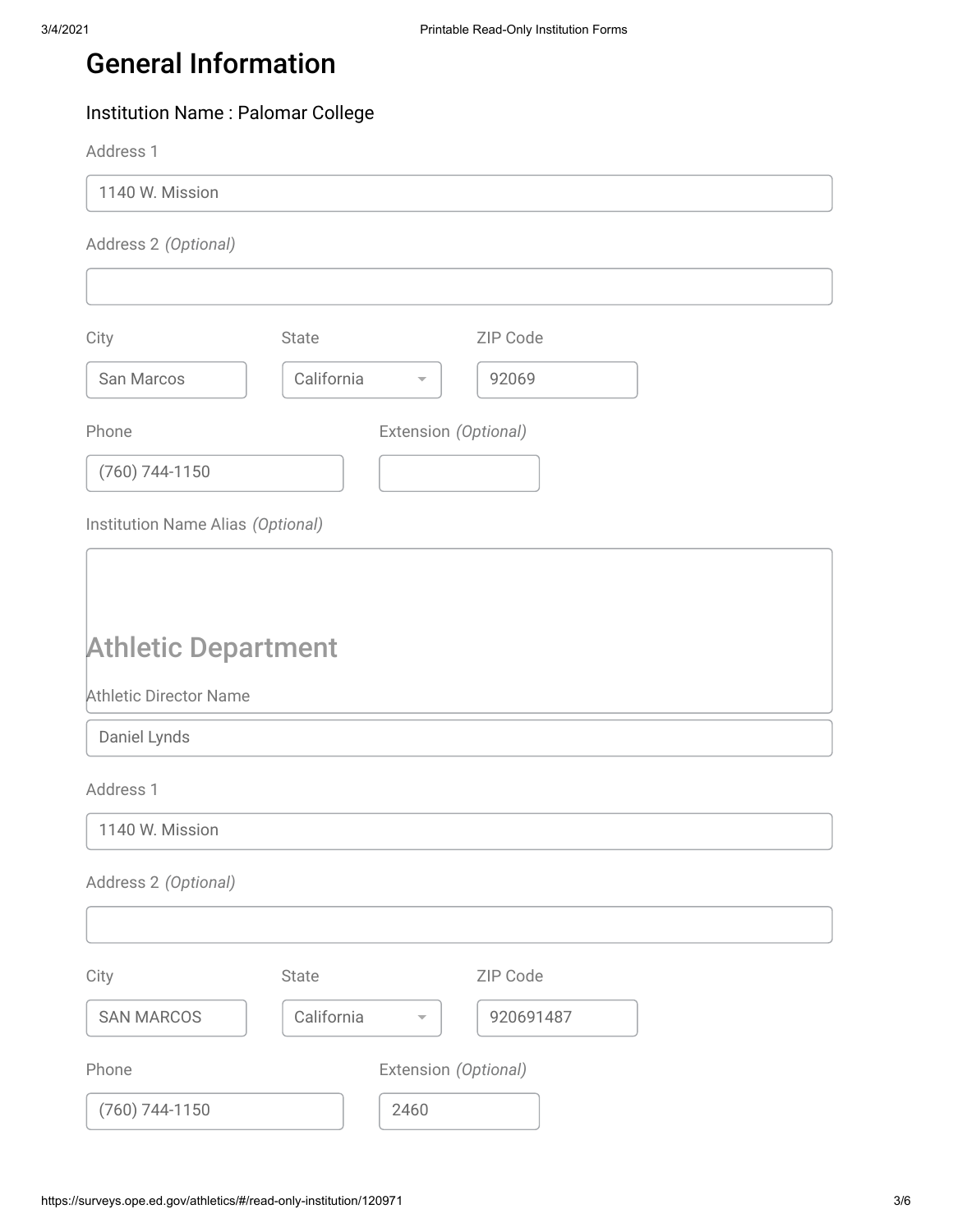# General Information

### Institution Name : Palomar College

Address 1

1140 W. Mission

Address 2 *(Optional)*

City

San Marcos

State

California

ZIP Code

92069

Phone

(760) 744-1150

Extension *(Optional)*

Institution Name Alias *(Optional)*

## Athletic Department

Athletic Director Name

Daniel Lynds

Address 1

1140 W. Mission

Address 2 *(Optional)*

City

SAN MARCOS

State

California

ZIP Code

920691487

Phone

(760) 744-1150

Extension *(Optional)*

2460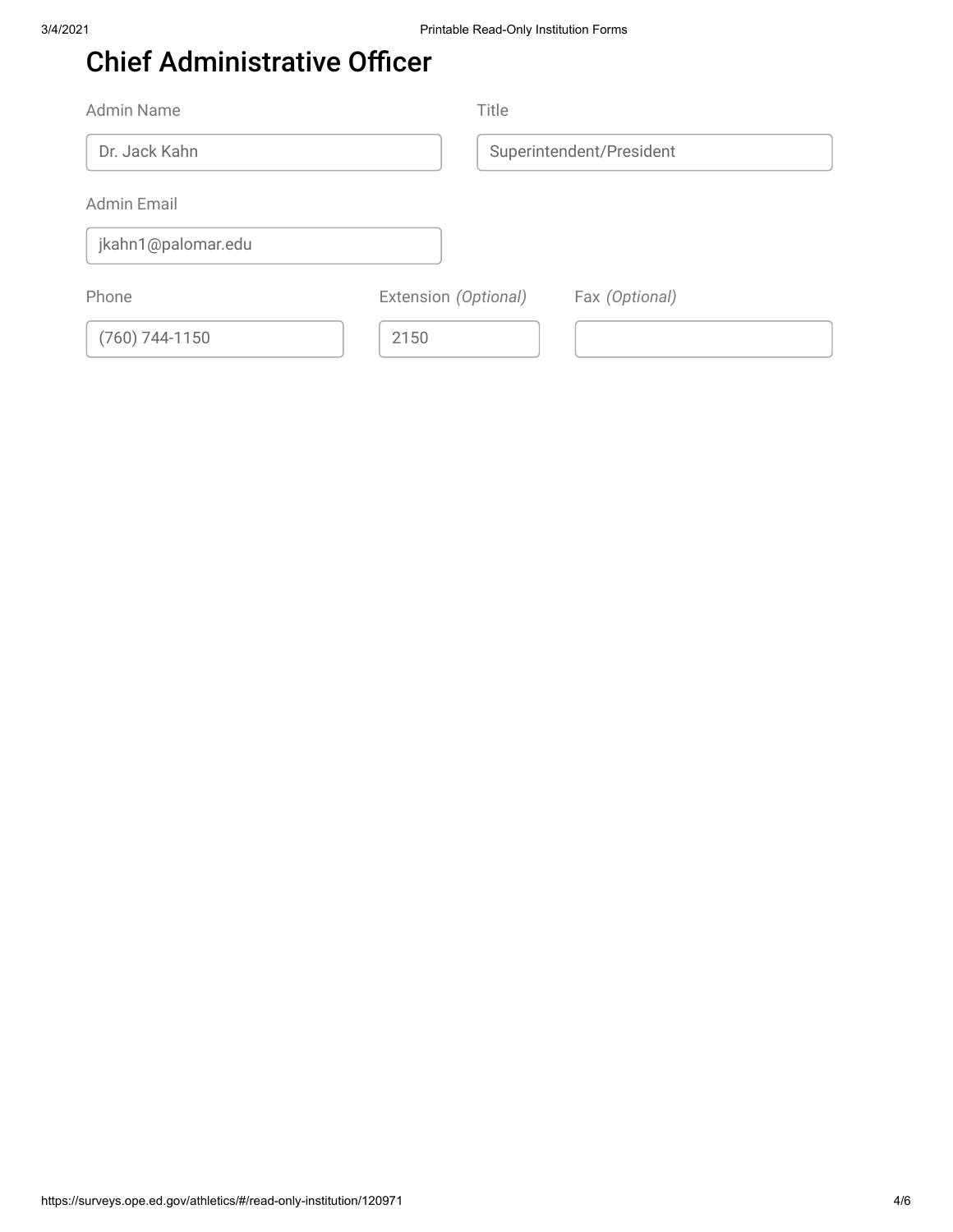# Chief Administrative Officer

Admin Name

Dr. Jack Kahn

Title

Superintendent/President

Admin Email

jkahn1@palomar.edu

Phone

(760) 744-1150

Extension *(Optional)*

2150

Fax *(Optional)*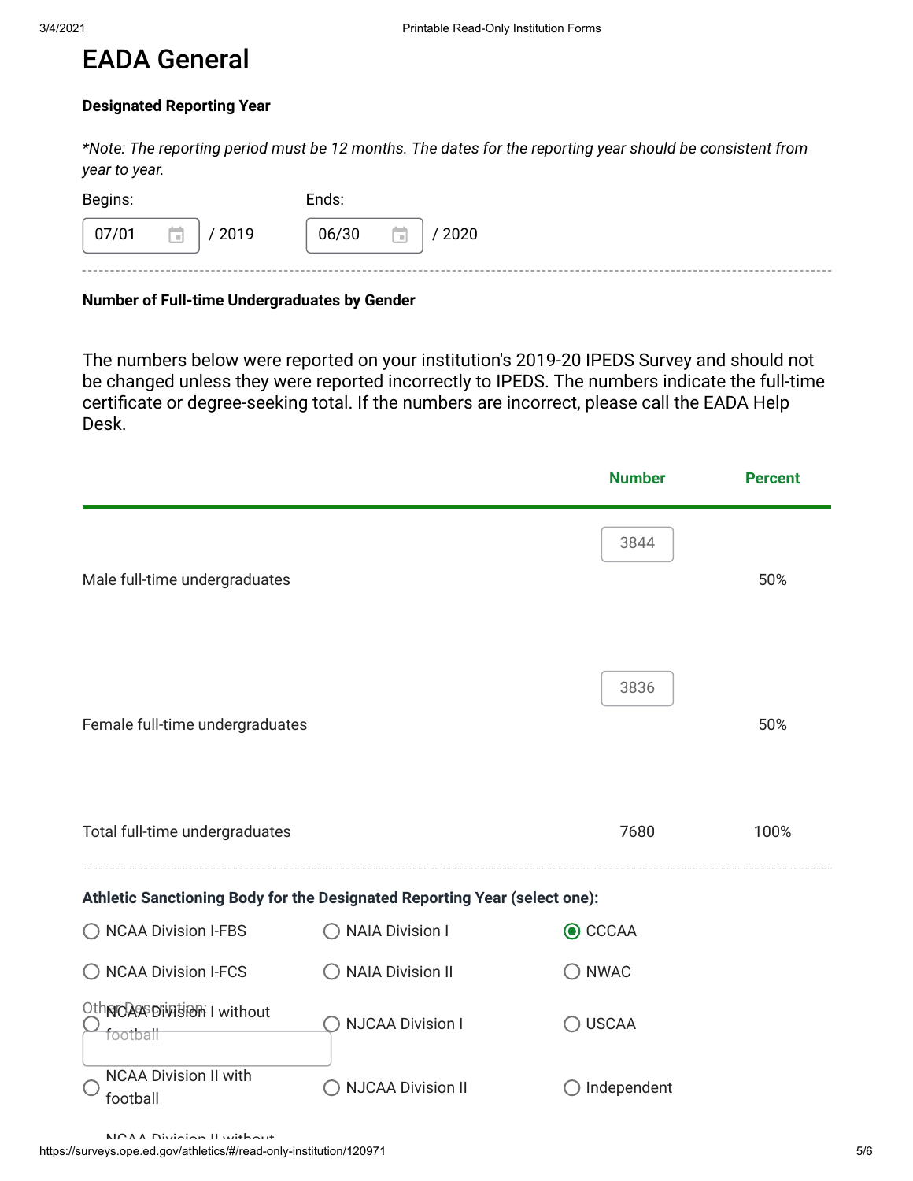# EADA General

**Designated Reporting Year**

*\*Note: The reporting period must be 12 months. The dates for the reporting year should be consistent from year to year.*

Begins: 07/01 / 2019

Ends: 06/30 / 2020

**Number of Full-time Undergraduates by Gender**

The numbers below were reported on your institution's 2019-20 IPEDS Survey and should not be changed unless they were reported incorrectly to IPEDS. The numbers indicate the full-time certificate or degree-seeking total. If the numbers are incorrect, please call the EADA Help Desk.

| | Number | Percent |
|---|---|---|
| Male full-time undergraduates | 3844 | 50% |
| Female full-time undergraduates | 3836 | 50% |
| Total full-time undergraduates | 7680 | 100% |

**Athletic Sanctioning Body for the Designated Reporting Year (select one):**

- ○ NCAA Division I-FBS
- ○ NCAA Division I-FCS
- ○ NCAA Division I without football
- ○ NCAA Division II with football
- NCAA Division II without
- ○ NAIA Division I
- ○ NAIA Division II
- ○ NJCAA Division I
- ○ NJCAA Division II
- ◉ CCCAA
- ○ NWAC
- ○ USCAA
- ○ Independent

Other Description: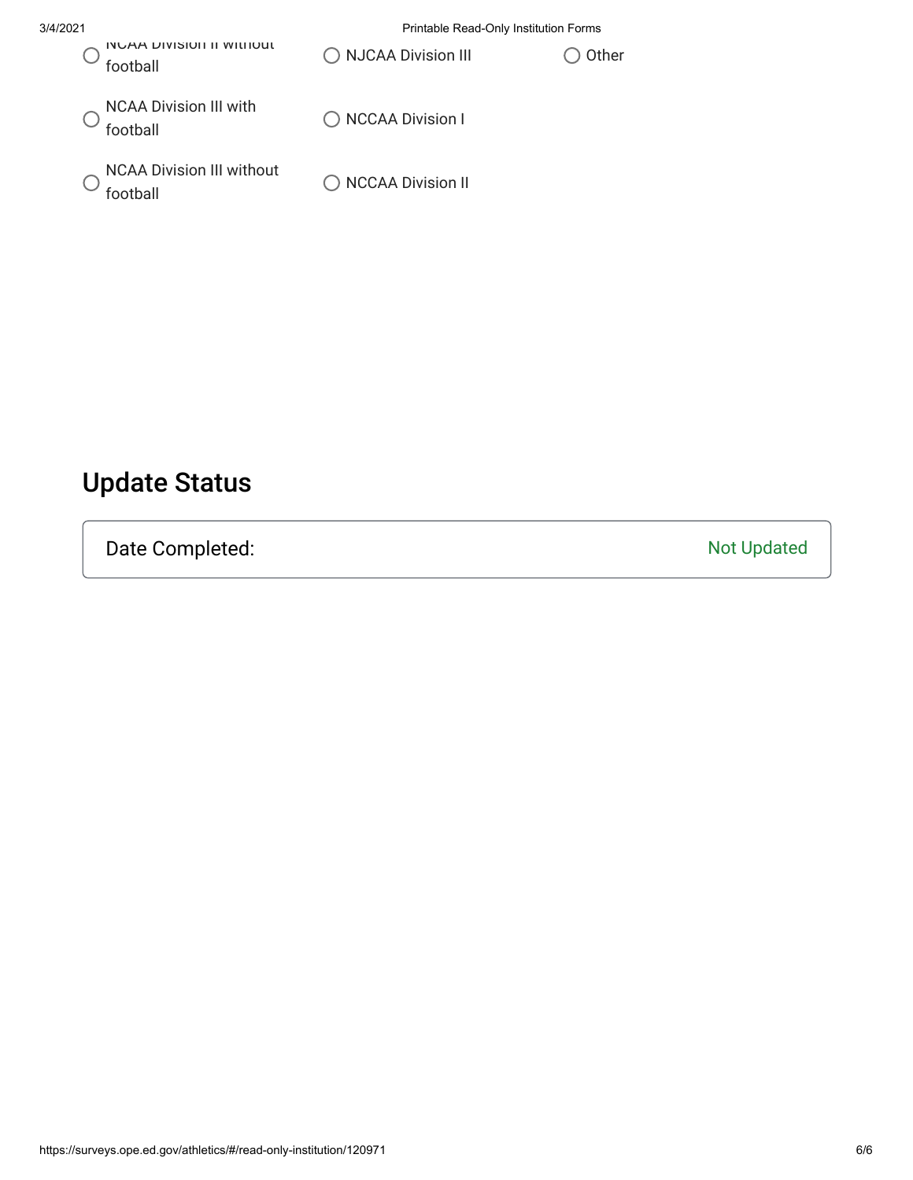- ◯ NCAA Division II without football
- ◯ NCAA Division III with football
- ◯ NCAA Division III without football
- ◯ NJCAA Division III
- ◯ NCCAA Division I
- ◯ NCCAA Division II
- ◯ Other

## Update Status

| | |
|---|---|
| Date Completed: | Not Updated |